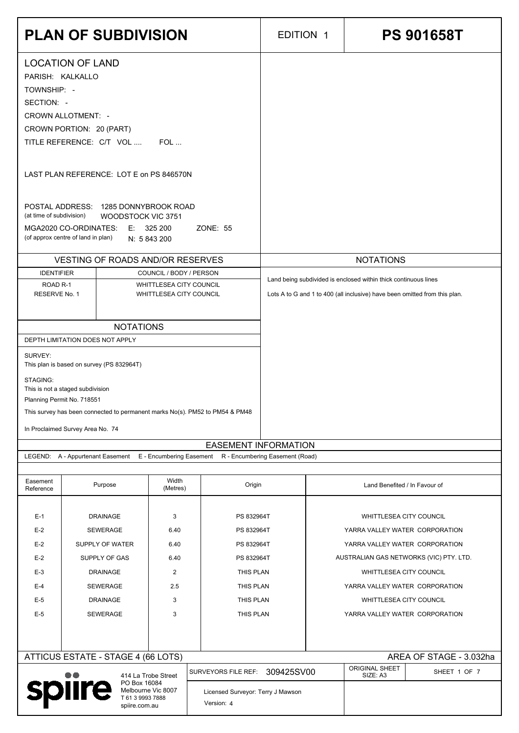# PLAN OF SUBDIVISION

EDITION 1

**PS 901658T**

## LOCATION OF LAND

PARISH: KALKALLO

TOWNSHIP: -

SECTION: -

CROWN ALLOTMENT: -

CROWN PORTION: 20 (PART)

TITLE REFERENCE: C/T VOL .... FOL ...

LAST PLAN REFERENCE: LOT E on PS 846570N

POSTAL ADDRESS: 1285 DONNYBROOK ROAD
(at time of subdivision) WOODSTOCK VIC 3751

MGA2020 CO-ORDINATES: E: 325 200 ZONE: 55
(of approx centre of land in plan) N: 5 843 200

## VESTING OF ROADS AND/OR RESERVES

| IDENTIFIER | COUNCIL / BODY / PERSON |
|---|---|
| ROAD R-1 | WHITTLESEA CITY COUNCIL |
| RESERVE No. 1 | WHITTLESEA CITY COUNCIL |

## NOTATIONS

Land being subdivided is enclosed within thick continuous lines

Lots A to G and 1 to 400 (all inclusive) have been omitted from this plan.

## NOTATIONS

DEPTH LIMITATION DOES NOT APPLY

SURVEY:
This plan is based on survey (PS 832964T)

STAGING:
This is not a staged subdivision
Planning Permit No. 718551

This survey has been connected to permanent marks No(s). PM52 to PM54 & PM48

In Proclaimed Survey Area No. 74

## EASEMENT INFORMATION

LEGEND: A - Appurtenant Easement E - Encumbering Easement R - Encumbering Easement (Road)

| Easement Reference | Purpose | Width (Metres) | Origin | Land Benefited / In Favour of |
|---|---|---|---|---|
| E-1 | DRAINAGE | 3 | PS 832964T | WHITTLESEA CITY COUNCIL |
| E-2 | SEWERAGE | 6.40 | PS 832964T | YARRA VALLEY WATER CORPORATION |
| E-2 | SUPPLY OF WATER | 6.40 | PS 832964T | YARRA VALLEY WATER CORPORATION |
| E-2 | SUPPLY OF GAS | 6.40 | PS 832964T | AUSTRALIAN GAS NETWORKS (VIC) PTY. LTD. |
| E-3 | DRAINAGE | 2 | THIS PLAN | WHITTLESEA CITY COUNCIL |
| E-4 | SEWERAGE | 2.5 | THIS PLAN | YARRA VALLEY WATER CORPORATION |
| E-5 | DRAINAGE | 3 | THIS PLAN | WHITTLESEA CITY COUNCIL |
| E-5 | SEWERAGE | 3 | THIS PLAN | YARRA VALLEY WATER CORPORATION |

ATTICUS ESTATE - STAGE 4 (66 LOTS)

AREA OF STAGE - 3.032ha

spiire
414 La Trobe Street
PO Box 16084
Melbourne Vic 8007
T 61 3 9993 7888
spiire.com.au

SURVEYORS FILE REF: 309425SV00

Licensed Surveyor: Terry J Mawson
Version: 4

ORIGINAL SHEET SIZE: A3

SHEET 1 OF 7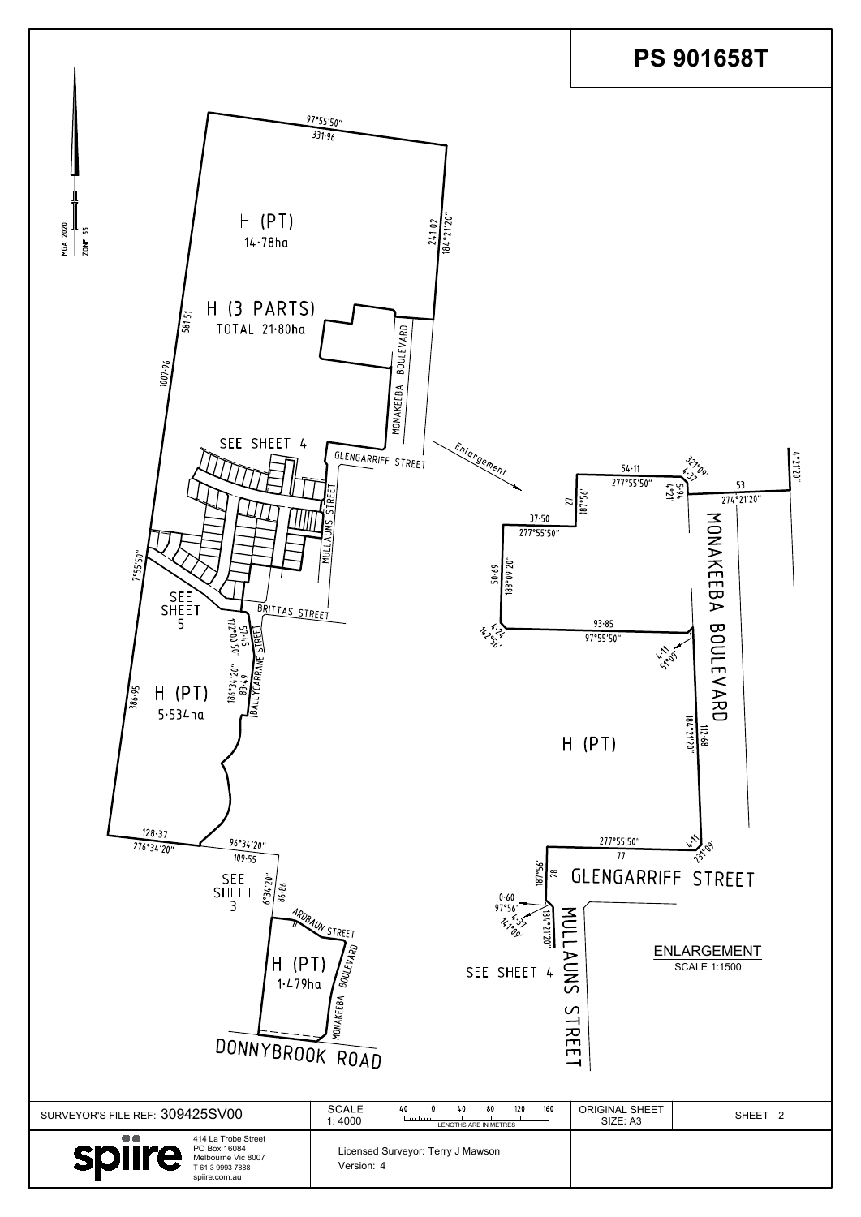# PS 901658T

MGA 2020 ZONE 55

97°55'50"
331·96

H (PT)
14·78ha

241·02
184°21'20"

H (3 PARTS)
TOTAL 21·80ha

581·51

1007·96

MONAKEEBA BOULEVARD

SEE SHEET 4

GLENGARRIFF STREET

MULLAUNS STREET

7°55'50"

SEE SHEET 5

BRITTAS STREET

172°00'50"
57·45

186°34'20"
83·49

BALLYCARRANE STREET

386·95

H (PT)
5·534ha

128·37
276°34'20"

96°34'20"
109·55

SEE SHEET 3

6°34'20"
86·86

ARDBAUN STREET

H (PT)
1·479ha

MONAKEEBA BOULEVARD

DONNYBROOK ROAD

Enlargement

54·11
277°55'50"

321°09'
4·37

5·94
4°21'

53
274°21'20"

4°21'20"

27
187°56'

37·50
277°55'50"

50·69
188°09'20"

14·24
142°56'

93·85
97°55'50"

4·11
51°09'

MONAKEEBA BOULEVARD

112·68
184°21'20"

H (PT)

277°55'50"
77

4·11
231°09'

187°56'
28

GLENGARRIFF STREET

0·60
97°56'

4·37
141°09'

184°21'20"

MULLAUNS STREET

SEE SHEET 4

ENLARGEMENT
SCALE 1:1500

| SURVEYOR'S FILE REF: 309425SV00 | SCALE 1: 4000 (LENGTHS ARE IN METRES: 40 0 40 80 120 160) | ORIGINAL SHEET SIZE: A3 | SHEET 2 |
|---|---|---|---|
| spiire — 414 La Trobe Street, PO Box 16084, Melbourne Vic 8007, T 61 3 9993 7888, spiire.com.au | Licensed Surveyor: Terry J Mawson<br>Version: 4 | | |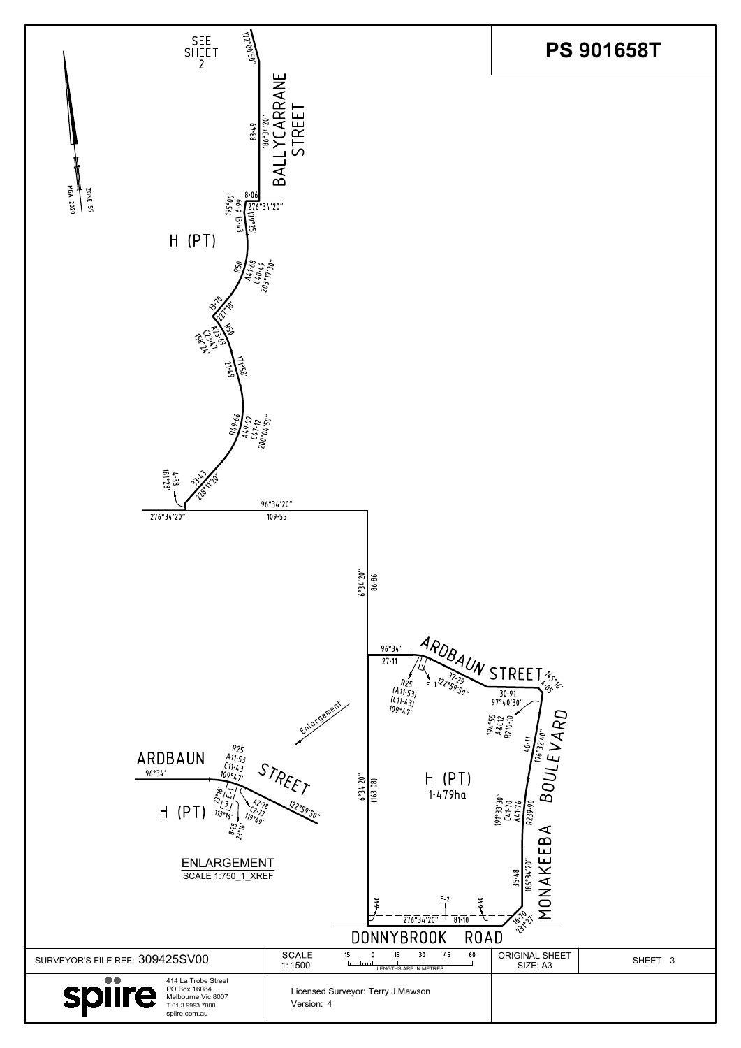# PS 901658T

SEE SHEET 2

MGA 2020 ZONE 55

BALLYCARRANE STREET

172°00'05"

83·49
186°34'20"

8·06
276°34'20"

195°00'
6·99

13·43
196°25'

H (PT)

R50
A41·68
C40·49
203°17'30"

13·70
227°10'

R50
A23·69
C23·47
158°24'

21·49
171°58'

R49·66
A49·09
C47·12
200°04'50"

33·43
228°11'20"

4·38
181°28'

276°34'20"

96°34'20"
109·55

6°34'20"
86·86

96°34'
27·11

ARDBAUN STREET

R25
(A11·53)
(C11·43)
109°47'

E-1

37·29
122°59'50"

145°16'
4·05

30·91
97°40'30"

194°55'
A&C12
R210·10

40·11
196°32'40"

MONAKEEBA BOULEVARD

6°34'20"
(163·08)

H (PT)
1·479ha

191°33'30"
C41·70
A41·76
R239·90

35·48
186°34'20"

E-2

276°34'20"
81·10

16·70
231°27'

DONNYBROOK ROAD

Enlargement

ARDBAUN STREET

96°34'

R25
A11·53
C11·43
109°47'

H (PT)

E-1

23°16'

3

113°16'

8·25
23°16'

A2·78
C2·77
119°49'

122°59'50"

ENLARGEMENT
SCALE 1:750_1_XREF

| SURVEYOR'S FILE REF: 309425SV00 | SCALE 1: 1500 (LENGTHS ARE IN METRES: 15 0 15 30 45 60) | ORIGINAL SHEET SIZE: A3 | SHEET 3 |
|---|---|---|---|
| spiire — 414 La Trobe Street, PO Box 16084, Melbourne Vic 8007, T 61 3 9993 7888, spiire.com.au | Licensed Surveyor: Terry J Mawson<br>Version: 4 | | |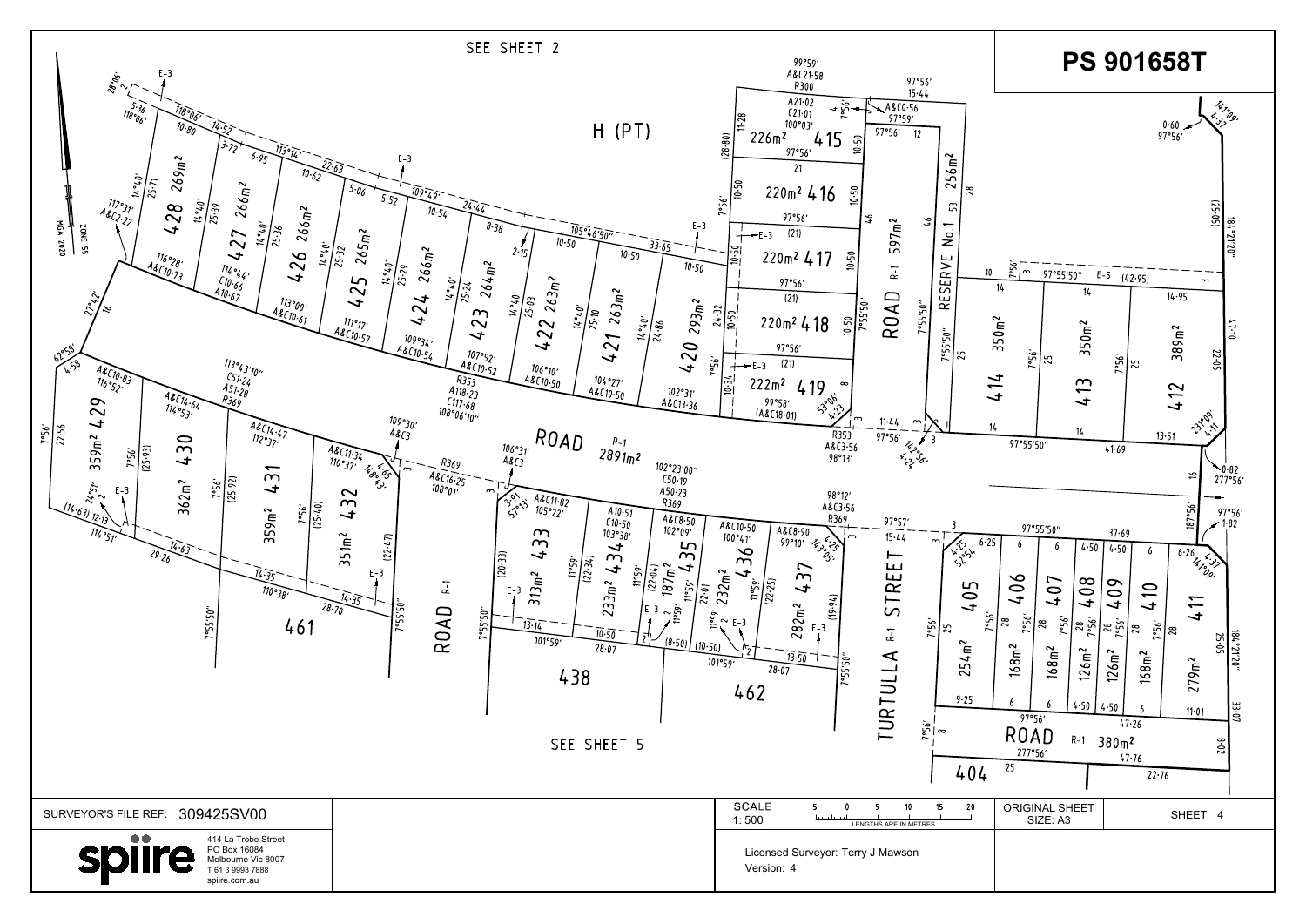# PS 901658T

SEE SHEET 2

H (PT)

ROAD R-1 2891m²

ROAD R-1 597m²

RESERVE No.1 256m²

TURTULLA STREET R-1

ROAD R-1 380m²

SEE SHEET 5

| Lot | Area |
|---|---|
| 405 | 254m² |
| 406 | 168m² |
| 407 | 168m² |
| 408 | 126m² |
| 409 | 126m² |
| 410 | 168m² |
| 411 | 279m² |
| 412 | 389m² |
| 413 | 350m² |
| 414 | 350m² |
| 415 | 226m² |
| 416 | 220m² |
| 417 | 220m² |
| 418 | 220m² |
| 419 | 222m² |
| 420 | 293m² |
| 421 | 263m² |
| 422 | 263m² |
| 423 | 264m² |
| 424 | 266m² |
| 425 | 265m² |
| 426 | 266m² |
| 427 | 266m² |
| 428 | 269m² |
| 429 | 359m² |
| 430 | 362m² |
| 431 | 359m² |
| 432 | 351m² |
| 433 | 313m² |
| 434 | 233m² |
| 435 | 187m² |
| 436 | 232m² |
| 437 | 282m² |

Adjoining: 404, 438, 461, 462

MGA 2020 ZONE 55

SURVEYOR'S FILE REF: 309425SV00

spiire
414 La Trobe Street
PO Box 16084
Melbourne Vic 8007
T 61 3 9993 7888
spiire.com.au

SCALE 1: 500 — LENGTHS ARE IN METRES

Licensed Surveyor: Terry J Mawson
Version: 4

ORIGINAL SHEET SIZE: A3

SHEET 4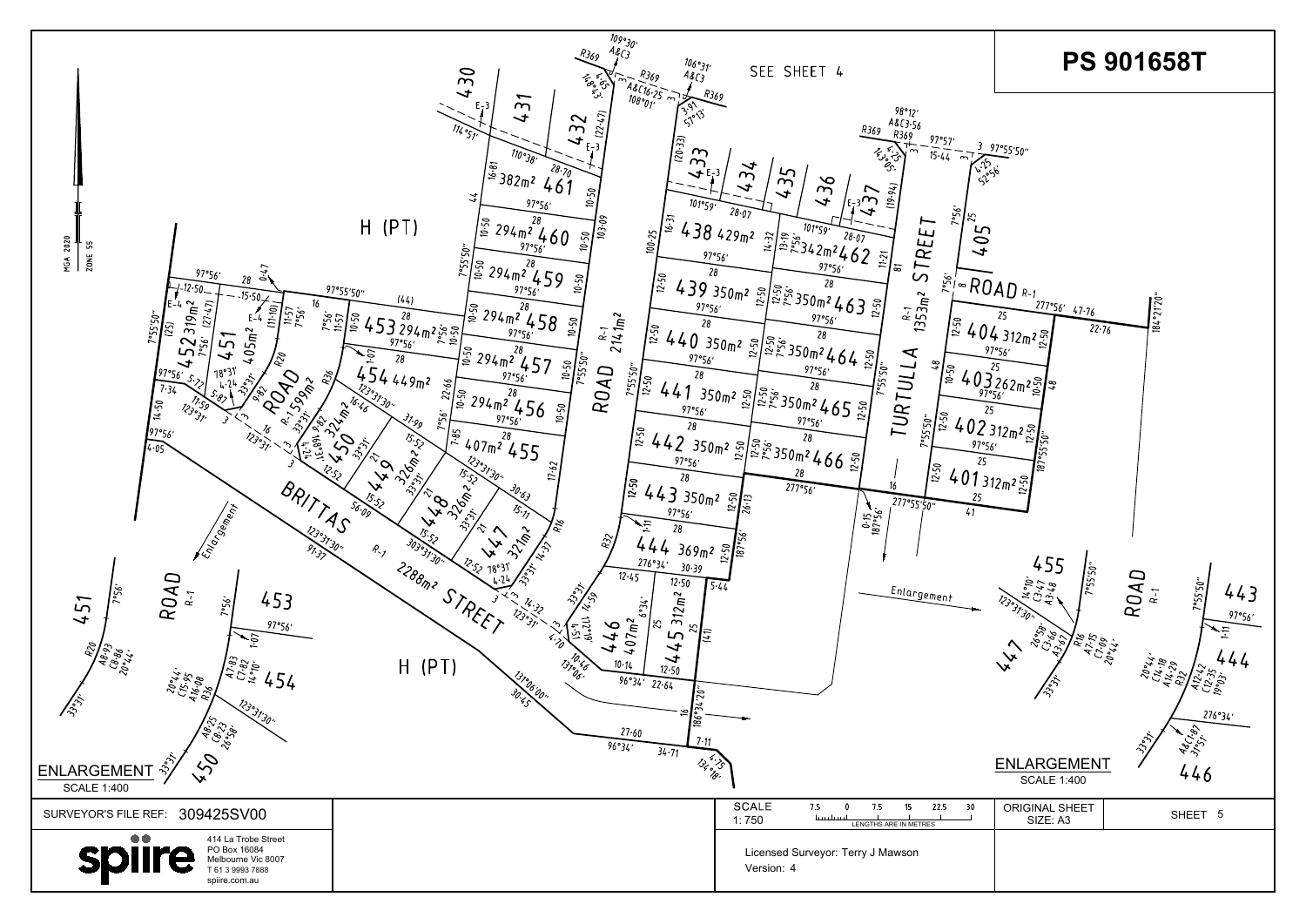# PS 901658T

SEE SHEET 4

MGA 2020 ZONE 55

H (PT)

ROAD R-1 2141m²

TURTULLA STREET R-1 1353m²

ROAD R-1 1599m²

BRITTAS STREET R-1 2288m²

ROAD R-1

| Lot | Area |
|---|---|
| 401 | 312m² |
| 402 | 312m² |
| 403 | 262m² |
| 404 | 312m² |
| 405 | |
| 430 | |
| 431 | |
| 432 | |
| 433 | |
| 434 | |
| 435 | |
| 436 | |
| 437 | |
| 438 | 429m² |
| 439 | 350m² |
| 440 | 350m² |
| 441 | 350m² |
| 442 | 350m² |
| 443 | 350m² |
| 444 | 369m² |
| 445 | 312m² |
| 446 | 407m² |
| 447 | 321m² |
| 448 | 326m² |
| 449 | 326m² |
| 450 | 324m² |
| 451 | 405m² |
| 452 | 319m² |
| 453 | 294m² |
| 454 | 449m² |
| 455 | 407m² |
| 456 | 294m² |
| 457 | 294m² |
| 458 | 294m² |
| 459 | 294m² |
| 460 | 294m² |
| 461 | 382m² |
| 462 | 342m² |
| 463 | 350m² |
| 464 | 350m² |
| 465 | 350m² |
| 466 | 350m² |

ENLARGEMENT SCALE 1:400

ENLARGEMENT SCALE 1:400

| | |
|---|---|
| SURVEYOR'S FILE REF: | 309425SV00 |
| SCALE | 1: 750 (LENGTHS ARE IN METRES) |
| ORIGINAL SHEET SIZE: | A3 |
| SHEET | 5 |

spiire
414 La Trobe Street
PO Box 16084
Melbourne Vic 8007
T 61 3 9993 7888
spiire.com.au

Licensed Surveyor: Terry J Mawson
Version: 4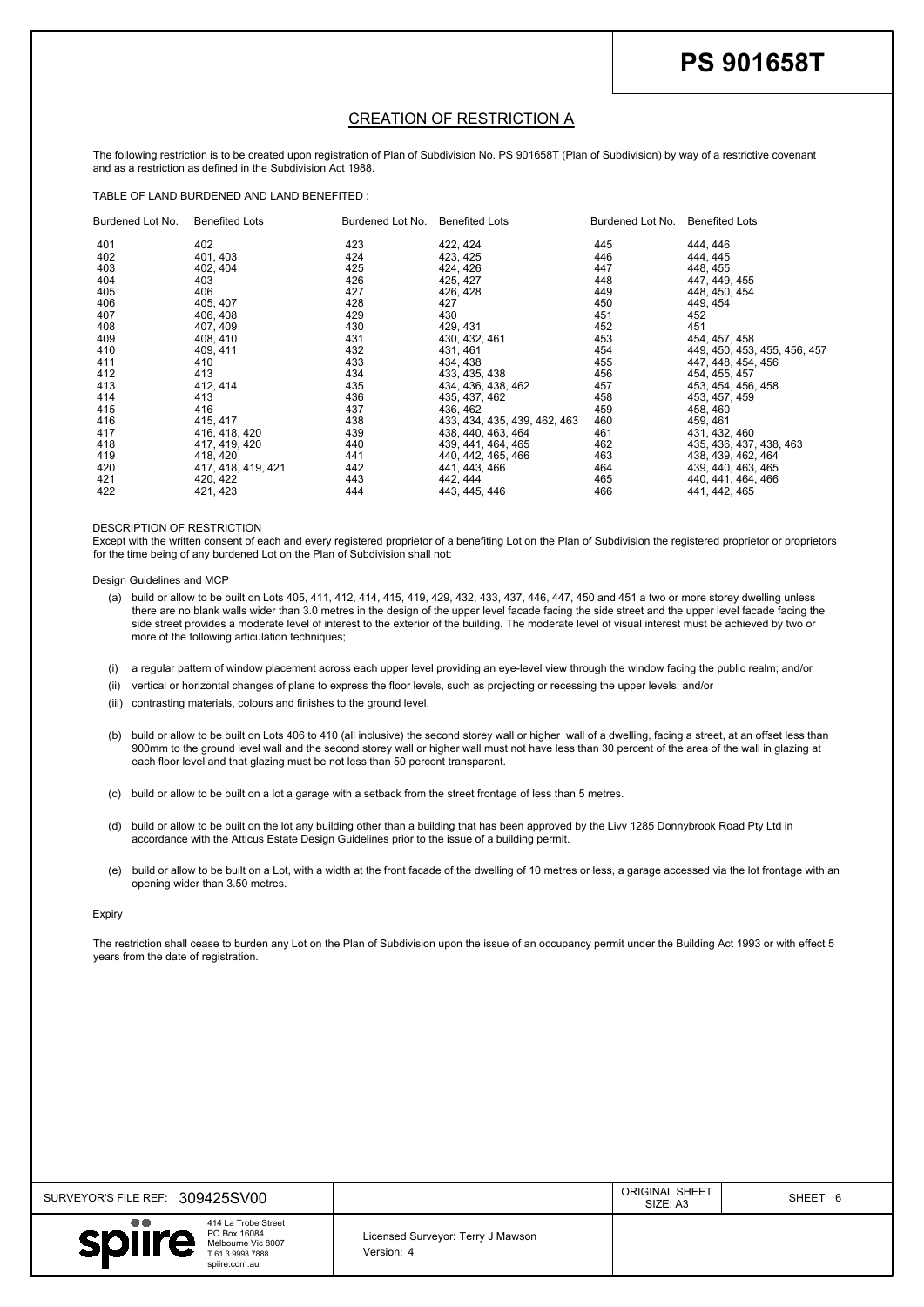# PS 901658T

## CREATION OF RESTRICTION A

The following restriction is to be created upon registration of Plan of Subdivision No. PS 901658T (Plan of Subdivision) by way of a restrictive covenant and as a restriction as defined in the Subdivision Act 1988.

TABLE OF LAND BURDENED AND LAND BENEFITED :

| Burdened Lot No. | Benefited Lots | Burdened Lot No. | Benefited Lots | Burdened Lot No. | Benefited Lots |
|---|---|---|---|---|---|
| 401 | 402 | 423 | 422, 424 | 445 | 444, 446 |
| 402 | 401, 403 | 424 | 423, 425 | 446 | 444, 445 |
| 403 | 402, 404 | 425 | 424, 426 | 447 | 448, 455 |
| 404 | 403 | 426 | 425, 427 | 448 | 447, 449, 455 |
| 405 | 406 | 427 | 426, 428 | 449 | 448, 450, 454 |
| 406 | 405, 407 | 428 | 427 | 450 | 449, 454 |
| 407 | 406, 408 | 429 | 430 | 451 | 452 |
| 408 | 407, 409 | 430 | 429, 431 | 452 | 451 |
| 409 | 408, 410 | 431 | 430, 432, 461 | 453 | 454, 457, 458 |
| 410 | 409, 411 | 432 | 431, 461 | 454 | 449, 450, 453, 455, 456, 457 |
| 411 | 410 | 433 | 434, 438 | 455 | 447, 448, 454, 456 |
| 412 | 413 | 434 | 433, 435, 438 | 456 | 454, 455, 457 |
| 413 | 412, 414 | 435 | 434, 436, 438, 462 | 457 | 453, 454, 456, 458 |
| 414 | 413 | 436 | 435, 437, 462 | 458 | 453, 457, 459 |
| 415 | 416 | 437 | 436, 462 | 459 | 458, 460 |
| 416 | 415, 417 | 438 | 433, 434, 435, 439, 462, 463 | 460 | 459, 461 |
| 417 | 416, 418, 420 | 439 | 438, 440, 463, 464 | 461 | 431, 432, 460 |
| 418 | 417, 419, 420 | 440 | 439, 441, 464, 465 | 462 | 435, 436, 437, 438, 463 |
| 419 | 418, 420 | 441 | 440, 442, 465, 466 | 463 | 438, 439, 462, 464 |
| 420 | 417, 418, 419, 421 | 442 | 441, 443, 466 | 464 | 439, 440, 463, 465 |
| 421 | 420, 422 | 443 | 442, 444 | 465 | 440, 441, 464, 466 |
| 422 | 421, 423 | 444 | 443, 445, 446 | 466 | 441, 442, 465 |

DESCRIPTION OF RESTRICTION

Except with the written consent of each and every registered proprietor of a benefiting Lot on the Plan of Subdivision the registered proprietor or proprietors for the time being of any burdened Lot on the Plan of Subdivision shall not:

Design Guidelines and MCP

(a) build or allow to be built on Lots 405, 411, 412, 414, 415, 419, 429, 432, 433, 437, 446, 447, 450 and 451 a two or more storey dwelling unless there are no blank walls wider than 3.0 metres in the design of the upper level facade facing the side street and the upper level facade facing the side street provides a moderate level of interest to the exterior of the building. The moderate level of visual interest must be achieved by two or more of the following articulation techniques;

(i) a regular pattern of window placement across each upper level providing an eye-level view through the window facing the public realm; and/or

(ii) vertical or horizontal changes of plane to express the floor levels, such as projecting or recessing the upper levels; and/or

(iii) contrasting materials, colours and finishes to the ground level.

(b) build or allow to be built on Lots 406 to 410 (all inclusive) the second storey wall or higher wall of a dwelling, facing a street, at an offset less than 900mm to the ground level wall and the second storey wall or higher wall must not have less than 30 percent of the area of the wall in glazing at each floor level and that glazing must be not less than 50 percent transparent.

(c) build or allow to be built on a lot a garage with a setback from the street frontage of less than 5 metres.

(d) build or allow to be built on the lot any building other than a building that has been approved by the Livv 1285 Donnybrook Road Pty Ltd in accordance with the Atticus Estate Design Guidelines prior to the issue of a building permit.

(e) build or allow to be built on a Lot, with a width at the front facade of the dwelling of 10 metres or less, a garage accessed via the lot frontage with an opening wider than 3.50 metres.

Expiry

The restriction shall cease to burden any Lot on the Plan of Subdivision upon the issue of an occupancy permit under the Building Act 1993 or with effect 5 years from the date of registration.

SURVEYOR'S FILE REF: 309425SV00 | ORIGINAL SHEET SIZE: A3 | SHEET 6

spiire — 414 La Trobe Street, PO Box 16084, Melbourne Vic 8007, T 61 3 9993 7888, spiire.com.au

Licensed Surveyor: Terry J Mawson
Version: 4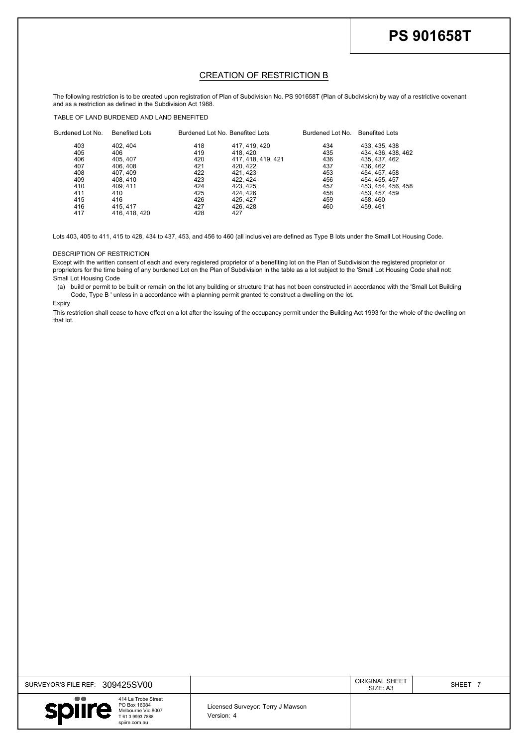# PS 901658T

## CREATION OF RESTRICTION B

The following restriction is to be created upon registration of Plan of Subdivision No. PS 901658T (Plan of Subdivision) by way of a restrictive covenant and as a restriction as defined in the Subdivision Act 1988.

TABLE OF LAND BURDENED AND LAND BENEFITED

| Burdened Lot No. | Benefited Lots | Burdened Lot No. | Benefited Lots | Burdened Lot No. | Benefited Lots |
|---|---|---|---|---|---|
| 403 | 402, 404 | 418 | 417, 419, 420 | 434 | 433, 435, 438 |
| 405 | 406 | 419 | 418, 420 | 435 | 434, 436, 438, 462 |
| 406 | 405, 407 | 420 | 417, 418, 419, 421 | 436 | 435, 437, 462 |
| 407 | 406, 408 | 421 | 420, 422 | 437 | 436, 462 |
| 408 | 407, 409 | 422 | 421, 423 | 453 | 454, 457, 458 |
| 409 | 408, 410 | 423 | 422, 424 | 456 | 454, 455, 457 |
| 410 | 409, 411 | 424 | 423, 425 | 457 | 453, 454, 456, 458 |
| 411 | 410 | 425 | 424, 426 | 458 | 453, 457, 459 |
| 415 | 416 | 426 | 425, 427 | 459 | 458, 460 |
| 416 | 415, 417 | 427 | 426, 428 | 460 | 459, 461 |
| 417 | 416, 418, 420 | 428 | 427 | | |

Lots 403, 405 to 411, 415 to 428, 434 to 437, 453, and 456 to 460 (all inclusive) are defined as Type B lots under the Small Lot Housing Code.

DESCRIPTION OF RESTRICTION

Except with the written consent of each and every registered proprietor of a benefiting lot on the Plan of Subdivision the registered proprietor or proprietors for the time being of any burdened Lot on the Plan of Subdivision in the table as a lot subject to the 'Small Lot Housing Code shall not:

Small Lot Housing Code

(a) build or permit to be built or remain on the lot any building or structure that has not been constructed in accordance with the 'Small Lot Building Code, Type B ' unless in a accordance with a planning permit granted to construct a dwelling on the lot.

Expiry

This restriction shall cease to have effect on a lot after the issuing of the occupancy permit under the Building Act 1993 for the whole of the dwelling on that lot.

| | | | |
|---|---|---|---|
| SURVEYOR'S FILE REF: 309425SV00 | | ORIGINAL SHEET SIZE: A3 | SHEET 7 |
| spiire 414 La Trobe Street PO Box 16084 Melbourne Vic 8007 T 61 3 9993 7888 spiire.com.au | Licensed Surveyor: Terry J Mawson Version: 4 | | |